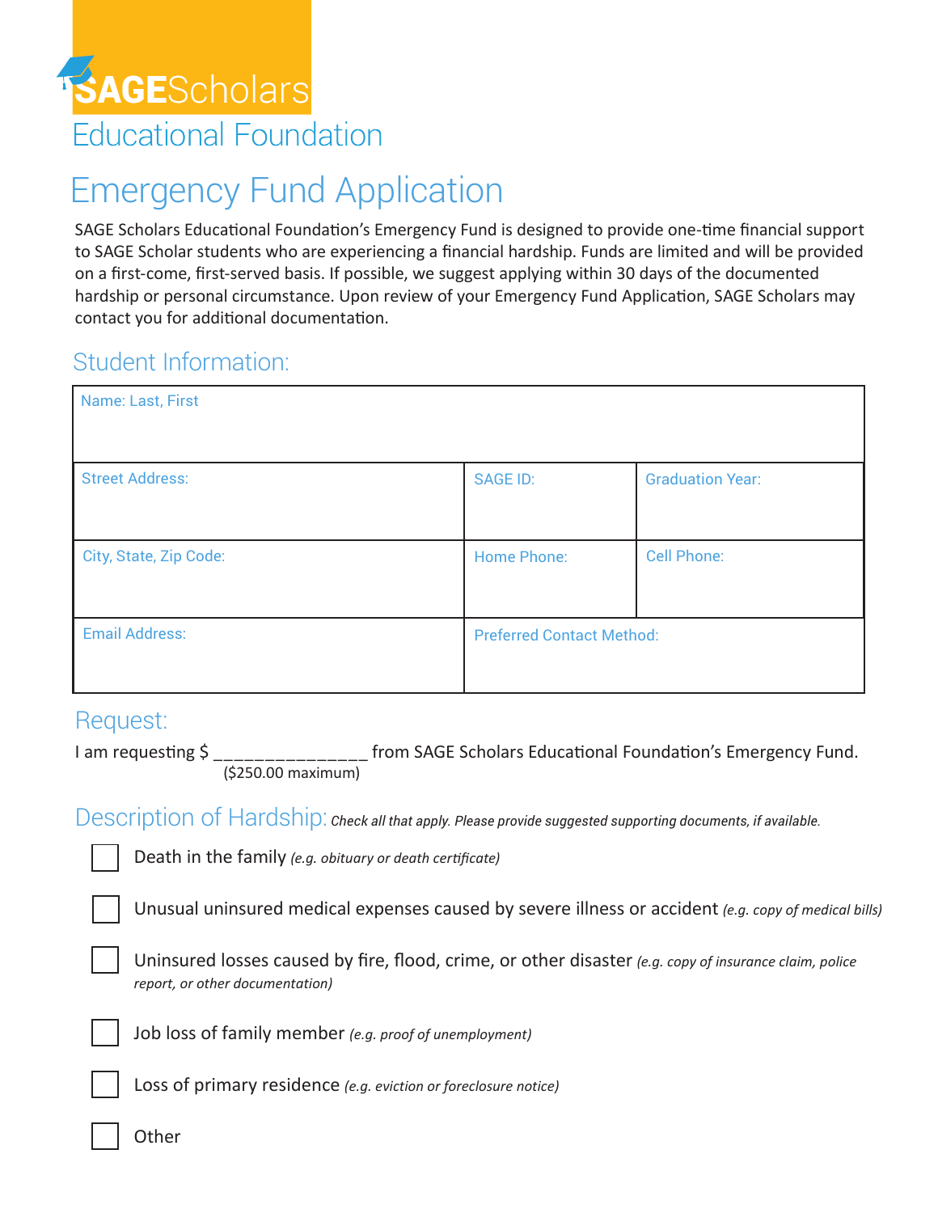# SAGEScholars

## Educational Foundation

# Emergency Fund Application

SAGE Scholars Educational Foundation's Emergency Fund is designed to provide one-time financial support to SAGE Scholar students who are experiencing a financial hardship. Funds are limited and will be provided on a first-come, first-served basis. If possible, we suggest applying within 30 days of the documented hardship or personal circumstance. Upon review of your Emergency Fund Application, SAGE Scholars may contact you for additional documentation.

## Student Information:

| Name: Last, First | | |
|---|---|---|
| Street Address: | SAGE ID: | Graduation Year: |
| City, State, Zip Code: | Home Phone: | Cell Phone: |
| Email Address: | Preferred Contact Method: | |

## Request:

I am requesting $ _______________ from SAGE Scholars Educational Foundation's Emergency Fund.
($250.00 maximum)

## Description of Hardship: *Check all that apply. Please provide suggested supporting documents, if available.*

- ☐ Death in the family *(e.g. obituary or death certificate)*
- ☐ Unusual uninsured medical expenses caused by severe illness or accident *(e.g. copy of medical bills)*
- ☐ Uninsured losses caused by fire, flood, crime, or other disaster *(e.g. copy of insurance claim, police report, or other documentation)*
- ☐ Job loss of family member *(e.g. proof of unemployment)*
- ☐ Loss of primary residence *(e.g. eviction or foreclosure notice)*
- ☐ Other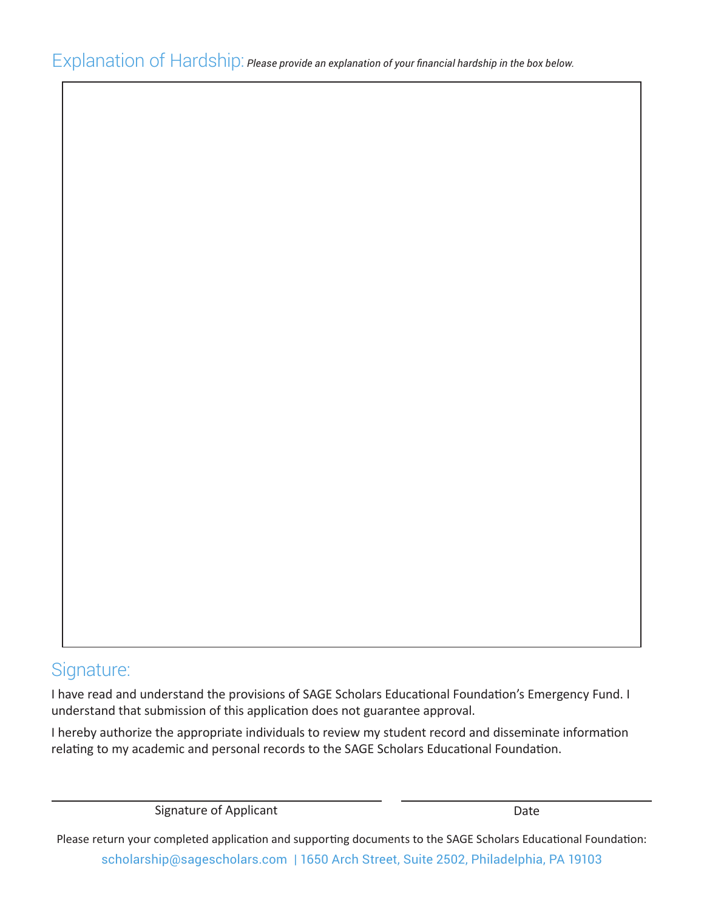## Explanation of Hardship: *Please provide an explanation of your financial hardship in the box below.*

## Signature:

I have read and understand the provisions of SAGE Scholars Educational Foundation's Emergency Fund. I understand that submission of this application does not guarantee approval.

I hereby authorize the appropriate individuals to review my student record and disseminate information relating to my academic and personal records to the SAGE Scholars Educational Foundation.

Signature of Applicant

Date

Please return your completed application and supporting documents to the SAGE Scholars Educational Foundation:

scholarship@sagescholars.com | 1650 Arch Street, Suite 2502, Philadelphia, PA 19103